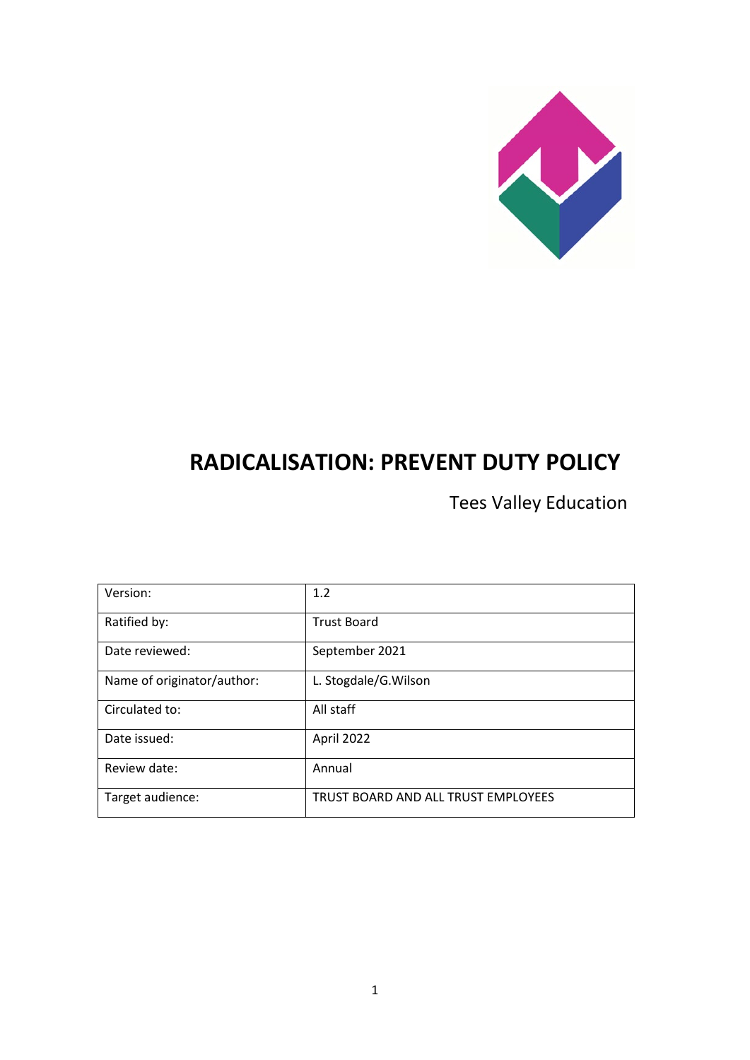# RADICALISATION: PREVENT DUTY POLICY

Tees Valley Education

| Version: | 1.2 |
|---|---|
| Ratified by: | Trust Board |
| Date reviewed: | September 2021 |
| Name of originator/author: | L. Stogdale/G.Wilson |
| Circulated to: | All staff |
| Date issued: | April 2022 |
| Review date: | Annual |
| Target audience: | TRUST BOARD AND ALL TRUST EMPLOYEES |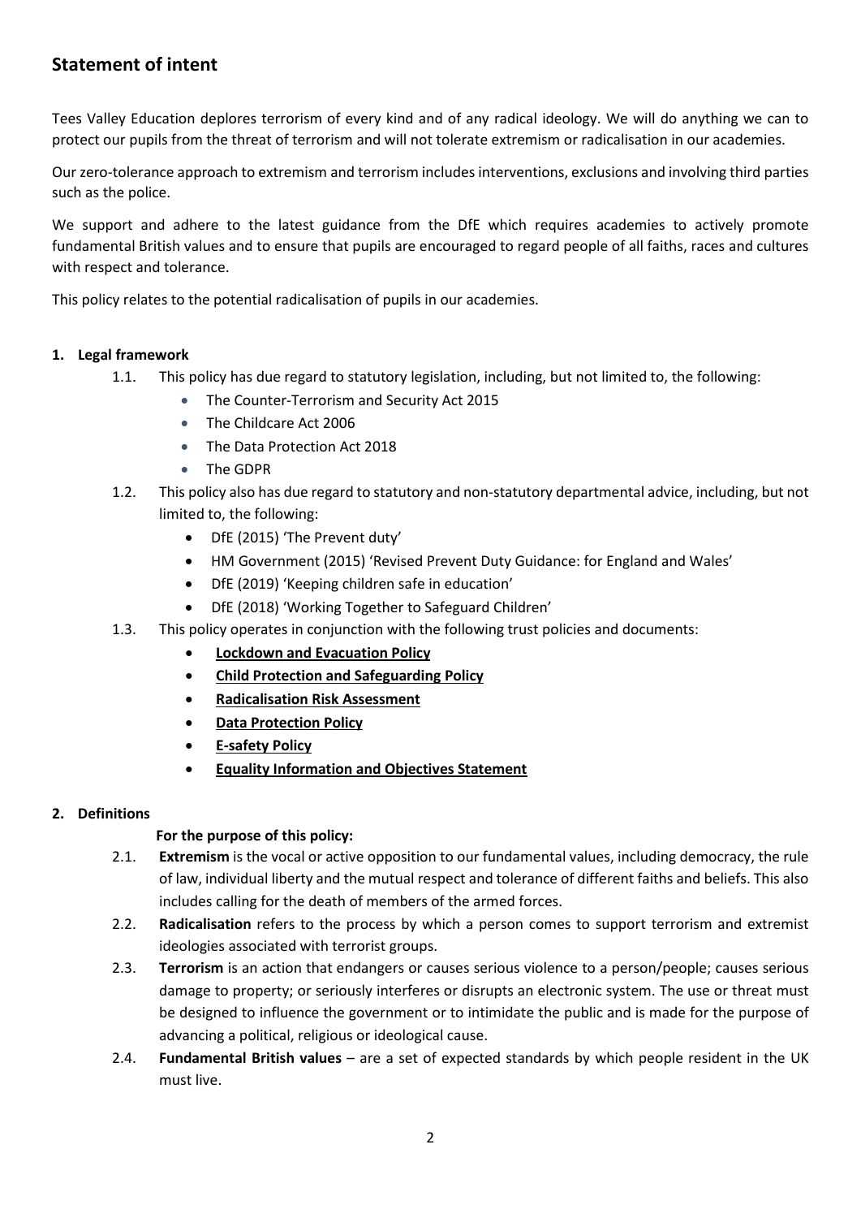## Statement of intent

Tees Valley Education deplores terrorism of every kind and of any radical ideology. We will do anything we can to protect our pupils from the threat of terrorism and will not tolerate extremism or radicalisation in our academies.

Our zero-tolerance approach to extremism and terrorism includes interventions, exclusions and involving third parties such as the police.

We support and adhere to the latest guidance from the DfE which requires academies to actively promote fundamental British values and to ensure that pupils are encouraged to regard people of all faiths, races and cultures with respect and tolerance.

This policy relates to the potential radicalisation of pupils in our academies.

### 1. Legal framework

1.1. This policy has due regard to statutory legislation, including, but not limited to, the following:

- The Counter-Terrorism and Security Act 2015
- The Childcare Act 2006
- The Data Protection Act 2018
- The GDPR

1.2. This policy also has due regard to statutory and non-statutory departmental advice, including, but not limited to, the following:

- DfE (2015) 'The Prevent duty'
- HM Government (2015) 'Revised Prevent Duty Guidance: for England and Wales'
- DfE (2019) 'Keeping children safe in education'
- DfE (2018) 'Working Together to Safeguard Children'

1.3. This policy operates in conjunction with the following trust policies and documents:

- **Lockdown and Evacuation Policy**
- **Child Protection and Safeguarding Policy**
- **Radicalisation Risk Assessment**
- **Data Protection Policy**
- **E-safety Policy**
- **Equality Information and Objectives Statement**

### 2. Definitions

**For the purpose of this policy:**

2.1. **Extremism** is the vocal or active opposition to our fundamental values, including democracy, the rule of law, individual liberty and the mutual respect and tolerance of different faiths and beliefs. This also includes calling for the death of members of the armed forces.

2.2. **Radicalisation** refers to the process by which a person comes to support terrorism and extremist ideologies associated with terrorist groups.

2.3. **Terrorism** is an action that endangers or causes serious violence to a person/people; causes serious damage to property; or seriously interferes or disrupts an electronic system. The use or threat must be designed to influence the government or to intimidate the public and is made for the purpose of advancing a political, religious or ideological cause.

2.4. **Fundamental British values** – are a set of expected standards by which people resident in the UK must live.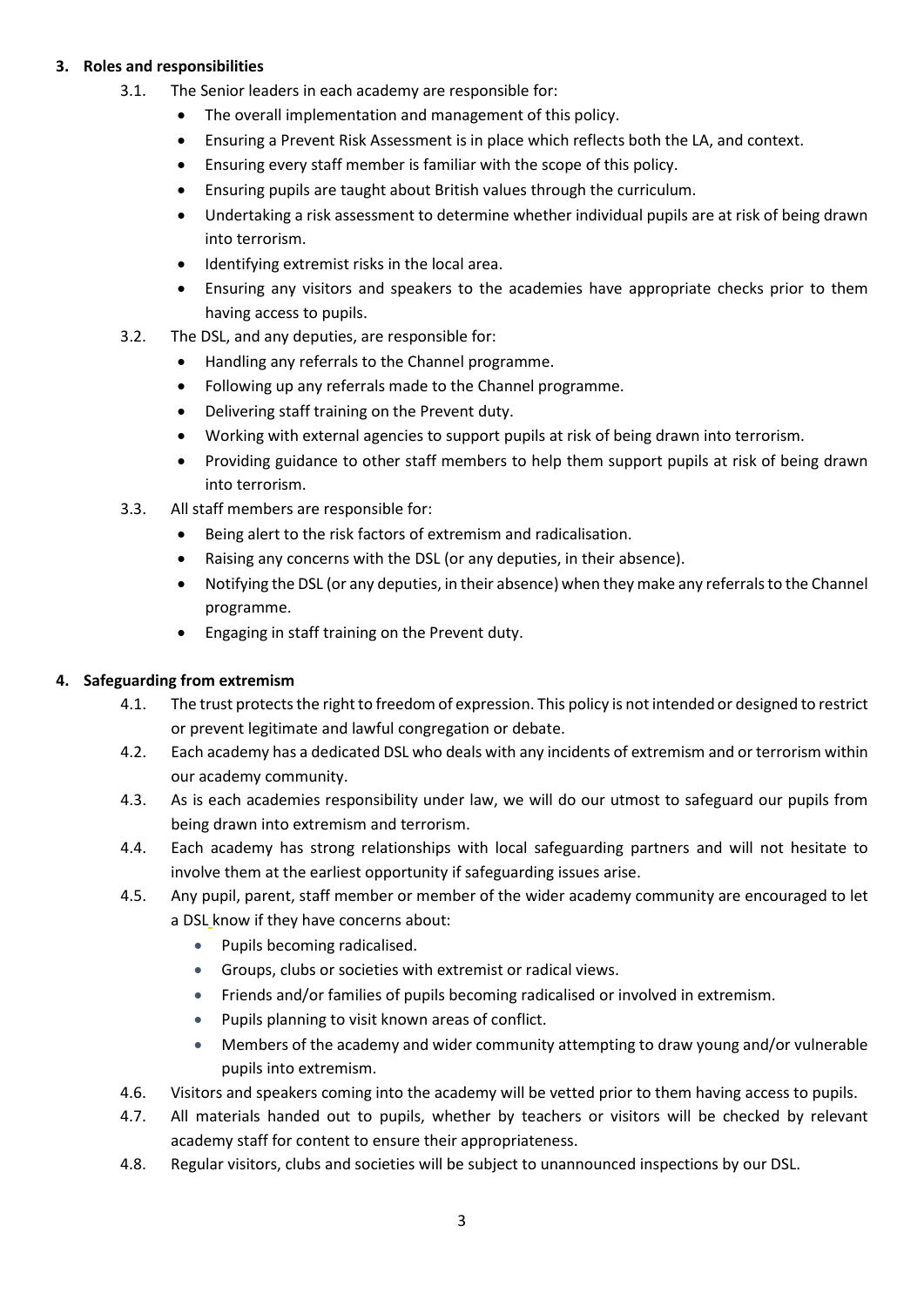## 3. Roles and responsibilities

3.1. The Senior leaders in each academy are responsible for:

- The overall implementation and management of this policy.
- Ensuring a Prevent Risk Assessment is in place which reflects both the LA, and context.
- Ensuring every staff member is familiar with the scope of this policy.
- Ensuring pupils are taught about British values through the curriculum.
- Undertaking a risk assessment to determine whether individual pupils are at risk of being drawn into terrorism.
- Identifying extremist risks in the local area.
- Ensuring any visitors and speakers to the academies have appropriate checks prior to them having access to pupils.

3.2. The DSL, and any deputies, are responsible for:

- Handling any referrals to the Channel programme.
- Following up any referrals made to the Channel programme.
- Delivering staff training on the Prevent duty.
- Working with external agencies to support pupils at risk of being drawn into terrorism.
- Providing guidance to other staff members to help them support pupils at risk of being drawn into terrorism.

3.3. All staff members are responsible for:

- Being alert to the risk factors of extremism and radicalisation.
- Raising any concerns with the DSL (or any deputies, in their absence).
- Notifying the DSL (or any deputies, in their absence) when they make any referrals to the Channel programme.
- Engaging in staff training on the Prevent duty.

## 4. Safeguarding from extremism

4.1. The trust protects the right to freedom of expression. This policy is not intended or designed to restrict or prevent legitimate and lawful congregation or debate.

4.2. Each academy has a dedicated DSL who deals with any incidents of extremism and or terrorism within our academy community.

4.3. As is each academies responsibility under law, we will do our utmost to safeguard our pupils from being drawn into extremism and terrorism.

4.4. Each academy has strong relationships with local safeguarding partners and will not hesitate to involve them at the earliest opportunity if safeguarding issues arise.

4.5. Any pupil, parent, staff member or member of the wider academy community are encouraged to let a DSL know if they have concerns about:

- Pupils becoming radicalised.
- Groups, clubs or societies with extremist or radical views.
- Friends and/or families of pupils becoming radicalised or involved in extremism.
- Pupils planning to visit known areas of conflict.
- Members of the academy and wider community attempting to draw young and/or vulnerable pupils into extremism.

4.6. Visitors and speakers coming into the academy will be vetted prior to them having access to pupils.

4.7. All materials handed out to pupils, whether by teachers or visitors will be checked by relevant academy staff for content to ensure their appropriateness.

4.8. Regular visitors, clubs and societies will be subject to unannounced inspections by our DSL.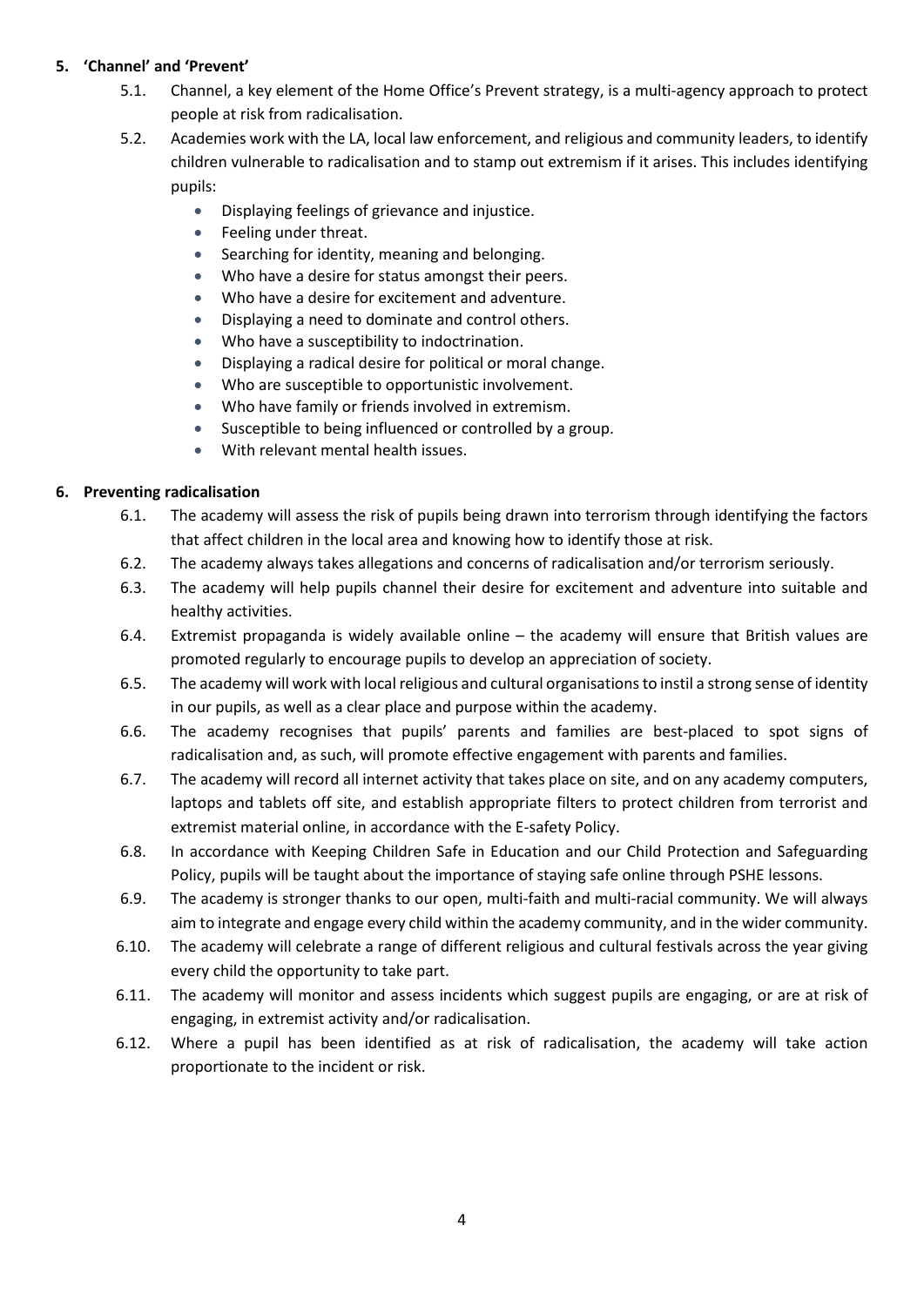## 5. 'Channel' and 'Prevent'

5.1. Channel, a key element of the Home Office's Prevent strategy, is a multi-agency approach to protect people at risk from radicalisation.

5.2. Academies work with the LA, local law enforcement, and religious and community leaders, to identify children vulnerable to radicalisation and to stamp out extremism if it arises. This includes identifying pupils:

- Displaying feelings of grievance and injustice.
- Feeling under threat.
- Searching for identity, meaning and belonging.
- Who have a desire for status amongst their peers.
- Who have a desire for excitement and adventure.
- Displaying a need to dominate and control others.
- Who have a susceptibility to indoctrination.
- Displaying a radical desire for political or moral change.
- Who are susceptible to opportunistic involvement.
- Who have family or friends involved in extremism.
- Susceptible to being influenced or controlled by a group.
- With relevant mental health issues.

## 6. Preventing radicalisation

6.1. The academy will assess the risk of pupils being drawn into terrorism through identifying the factors that affect children in the local area and knowing how to identify those at risk.

6.2. The academy always takes allegations and concerns of radicalisation and/or terrorism seriously.

6.3. The academy will help pupils channel their desire for excitement and adventure into suitable and healthy activities.

6.4. Extremist propaganda is widely available online – the academy will ensure that British values are promoted regularly to encourage pupils to develop an appreciation of society.

6.5. The academy will work with local religious and cultural organisations to instil a strong sense of identity in our pupils, as well as a clear place and purpose within the academy.

6.6. The academy recognises that pupils' parents and families are best-placed to spot signs of radicalisation and, as such, will promote effective engagement with parents and families.

6.7. The academy will record all internet activity that takes place on site, and on any academy computers, laptops and tablets off site, and establish appropriate filters to protect children from terrorist and extremist material online, in accordance with the E-safety Policy.

6.8. In accordance with Keeping Children Safe in Education and our Child Protection and Safeguarding Policy, pupils will be taught about the importance of staying safe online through PSHE lessons.

6.9. The academy is stronger thanks to our open, multi-faith and multi-racial community. We will always aim to integrate and engage every child within the academy community, and in the wider community.

6.10. The academy will celebrate a range of different religious and cultural festivals across the year giving every child the opportunity to take part.

6.11. The academy will monitor and assess incidents which suggest pupils are engaging, or are at risk of engaging, in extremist activity and/or radicalisation.

6.12. Where a pupil has been identified as at risk of radicalisation, the academy will take action proportionate to the incident or risk.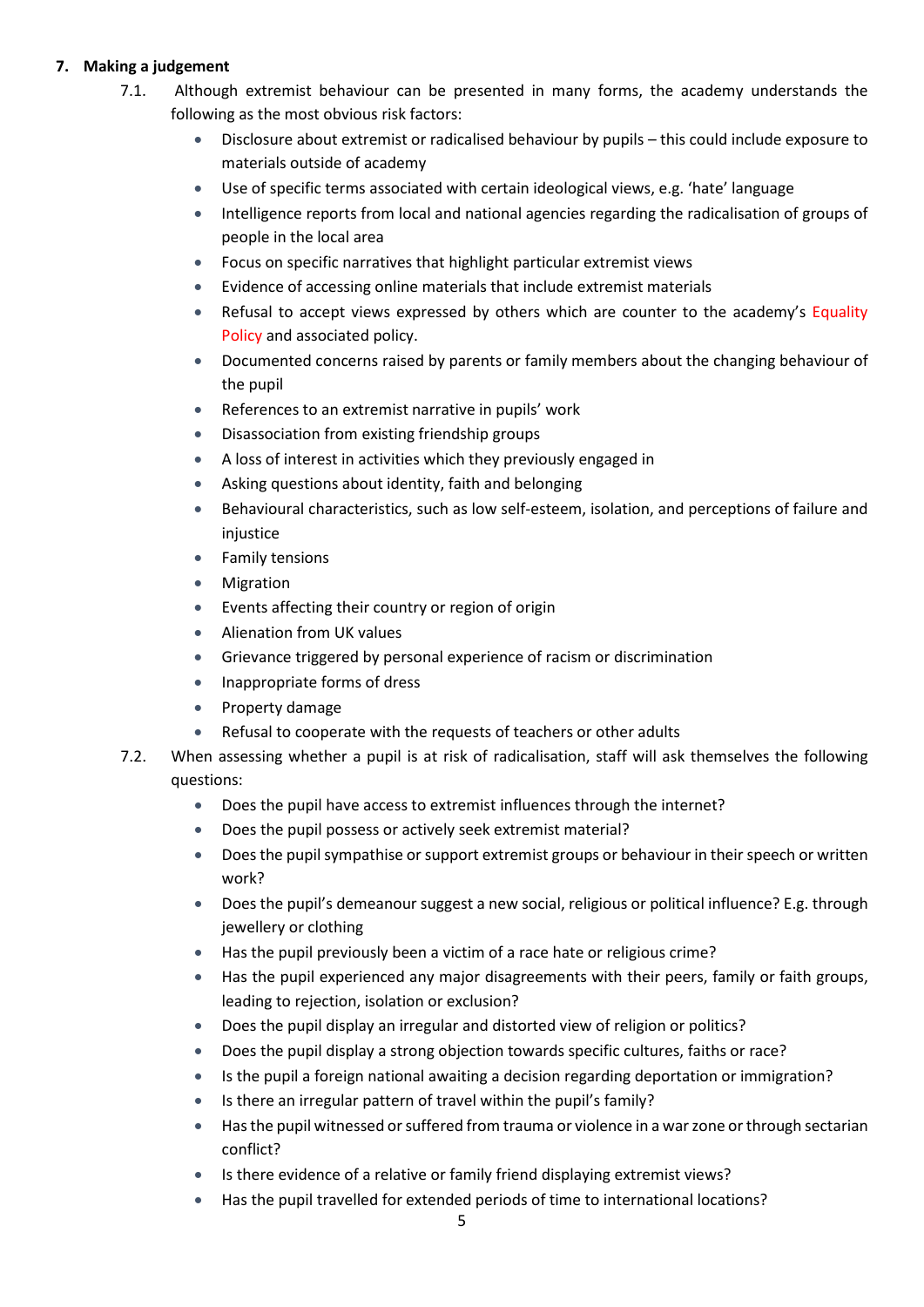## 7. Making a judgement

7.1. Although extremist behaviour can be presented in many forms, the academy understands the following as the most obvious risk factors:

- Disclosure about extremist or radicalised behaviour by pupils – this could include exposure to materials outside of academy
- Use of specific terms associated with certain ideological views, e.g. 'hate' language
- Intelligence reports from local and national agencies regarding the radicalisation of groups of people in the local area
- Focus on specific narratives that highlight particular extremist views
- Evidence of accessing online materials that include extremist materials
- Refusal to accept views expressed by others which are counter to the academy's Equality Policy and associated policy.
- Documented concerns raised by parents or family members about the changing behaviour of the pupil
- References to an extremist narrative in pupils' work
- Disassociation from existing friendship groups
- A loss of interest in activities which they previously engaged in
- Asking questions about identity, faith and belonging
- Behavioural characteristics, such as low self-esteem, isolation, and perceptions of failure and injustice
- Family tensions
- Migration
- Events affecting their country or region of origin
- Alienation from UK values
- Grievance triggered by personal experience of racism or discrimination
- Inappropriate forms of dress
- Property damage
- Refusal to cooperate with the requests of teachers or other adults

7.2. When assessing whether a pupil is at risk of radicalisation, staff will ask themselves the following questions:

- Does the pupil have access to extremist influences through the internet?
- Does the pupil possess or actively seek extremist material?
- Does the pupil sympathise or support extremist groups or behaviour in their speech or written work?
- Does the pupil's demeanour suggest a new social, religious or political influence? E.g. through jewellery or clothing
- Has the pupil previously been a victim of a race hate or religious crime?
- Has the pupil experienced any major disagreements with their peers, family or faith groups, leading to rejection, isolation or exclusion?
- Does the pupil display an irregular and distorted view of religion or politics?
- Does the pupil display a strong objection towards specific cultures, faiths or race?
- Is the pupil a foreign national awaiting a decision regarding deportation or immigration?
- Is there an irregular pattern of travel within the pupil's family?
- Has the pupil witnessed or suffered from trauma or violence in a war zone or through sectarian conflict?
- Is there evidence of a relative or family friend displaying extremist views?
- Has the pupil travelled for extended periods of time to international locations?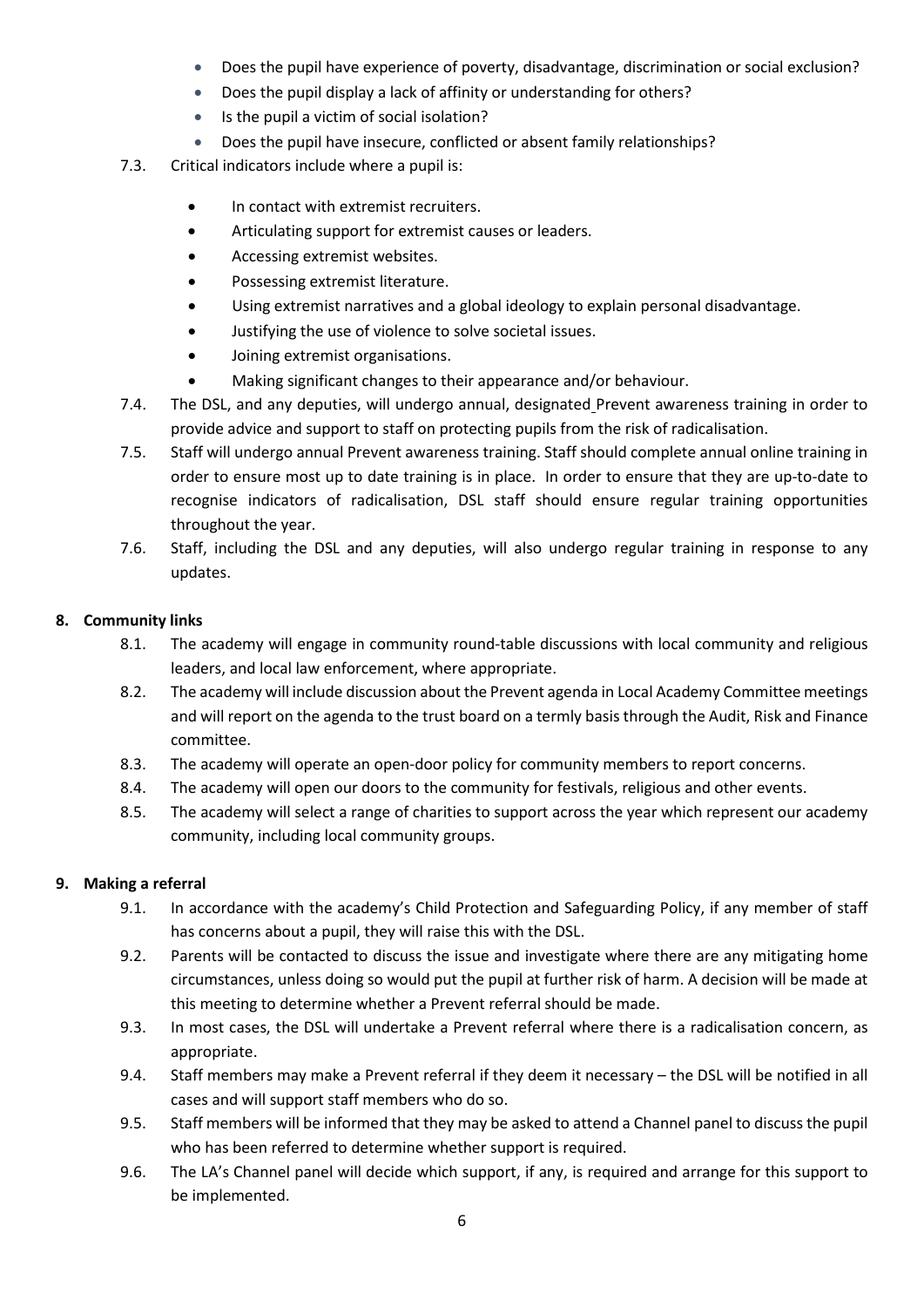- Does the pupil have experience of poverty, disadvantage, discrimination or social exclusion?
- Does the pupil display a lack of affinity or understanding for others?
- Is the pupil a victim of social isolation?
- Does the pupil have insecure, conflicted or absent family relationships?

7.3. Critical indicators include where a pupil is:

- In contact with extremist recruiters.
- Articulating support for extremist causes or leaders.
- Accessing extremist websites.
- Possessing extremist literature.
- Using extremist narratives and a global ideology to explain personal disadvantage.
- Justifying the use of violence to solve societal issues.
- Joining extremist organisations.
- Making significant changes to their appearance and/or behaviour.

7.4. The DSL, and any deputies, will undergo annual, designated Prevent awareness training in order to provide advice and support to staff on protecting pupils from the risk of radicalisation.

7.5. Staff will undergo annual Prevent awareness training. Staff should complete annual online training in order to ensure most up to date training is in place. In order to ensure that they are up-to-date to recognise indicators of radicalisation, DSL staff should ensure regular training opportunities throughout the year.

7.6. Staff, including the DSL and any deputies, will also undergo regular training in response to any updates.

## 8. Community links

8.1. The academy will engage in community round-table discussions with local community and religious leaders, and local law enforcement, where appropriate.

8.2. The academy will include discussion about the Prevent agenda in Local Academy Committee meetings and will report on the agenda to the trust board on a termly basis through the Audit, Risk and Finance committee.

8.3. The academy will operate an open-door policy for community members to report concerns.

8.4. The academy will open our doors to the community for festivals, religious and other events.

8.5. The academy will select a range of charities to support across the year which represent our academy community, including local community groups.

## 9. Making a referral

9.1. In accordance with the academy's Child Protection and Safeguarding Policy, if any member of staff has concerns about a pupil, they will raise this with the DSL.

9.2. Parents will be contacted to discuss the issue and investigate where there are any mitigating home circumstances, unless doing so would put the pupil at further risk of harm. A decision will be made at this meeting to determine whether a Prevent referral should be made.

9.3. In most cases, the DSL will undertake a Prevent referral where there is a radicalisation concern, as appropriate.

9.4. Staff members may make a Prevent referral if they deem it necessary – the DSL will be notified in all cases and will support staff members who do so.

9.5. Staff members will be informed that they may be asked to attend a Channel panel to discuss the pupil who has been referred to determine whether support is required.

9.6. The LA's Channel panel will decide which support, if any, is required and arrange for this support to be implemented.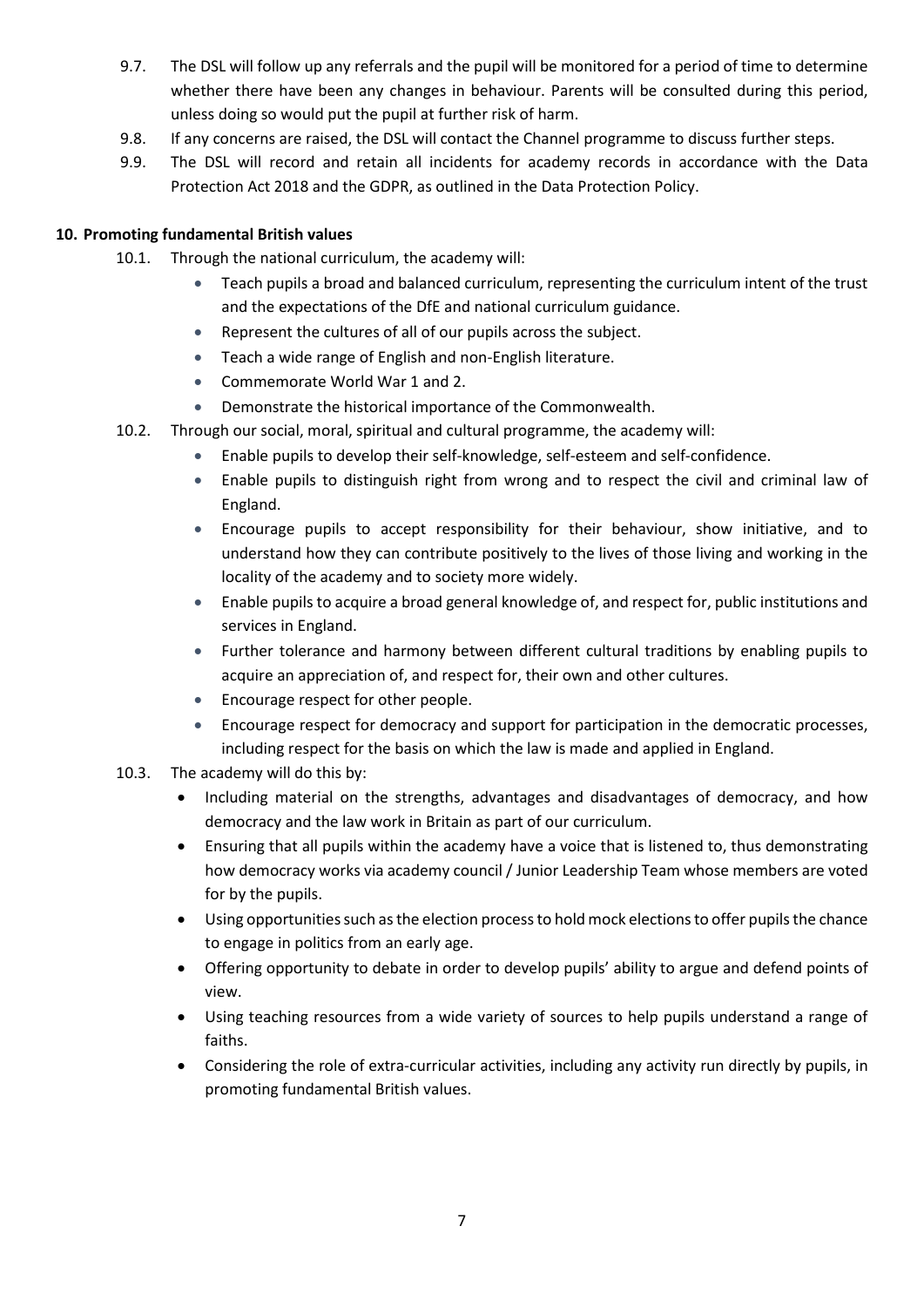9.7. The DSL will follow up any referrals and the pupil will be monitored for a period of time to determine whether there have been any changes in behaviour. Parents will be consulted during this period, unless doing so would put the pupil at further risk of harm.

9.8. If any concerns are raised, the DSL will contact the Channel programme to discuss further steps.

9.9. The DSL will record and retain all incidents for academy records in accordance with the Data Protection Act 2018 and the GDPR, as outlined in the Data Protection Policy.

## 10. Promoting fundamental British values

10.1. Through the national curriculum, the academy will:

- Teach pupils a broad and balanced curriculum, representing the curriculum intent of the trust and the expectations of the DfE and national curriculum guidance.
- Represent the cultures of all of our pupils across the subject.
- Teach a wide range of English and non-English literature.
- Commemorate World War 1 and 2.
- Demonstrate the historical importance of the Commonwealth.

10.2. Through our social, moral, spiritual and cultural programme, the academy will:

- Enable pupils to develop their self-knowledge, self-esteem and self-confidence.
- Enable pupils to distinguish right from wrong and to respect the civil and criminal law of England.
- Encourage pupils to accept responsibility for their behaviour, show initiative, and to understand how they can contribute positively to the lives of those living and working in the locality of the academy and to society more widely.
- Enable pupils to acquire a broad general knowledge of, and respect for, public institutions and services in England.
- Further tolerance and harmony between different cultural traditions by enabling pupils to acquire an appreciation of, and respect for, their own and other cultures.
- Encourage respect for other people.
- Encourage respect for democracy and support for participation in the democratic processes, including respect for the basis on which the law is made and applied in England.

10.3. The academy will do this by:

- Including material on the strengths, advantages and disadvantages of democracy, and how democracy and the law work in Britain as part of our curriculum.
- Ensuring that all pupils within the academy have a voice that is listened to, thus demonstrating how democracy works via academy council / Junior Leadership Team whose members are voted for by the pupils.
- Using opportunities such as the election process to hold mock elections to offer pupils the chance to engage in politics from an early age.
- Offering opportunity to debate in order to develop pupils' ability to argue and defend points of view.
- Using teaching resources from a wide variety of sources to help pupils understand a range of faiths.
- Considering the role of extra-curricular activities, including any activity run directly by pupils, in promoting fundamental British values.